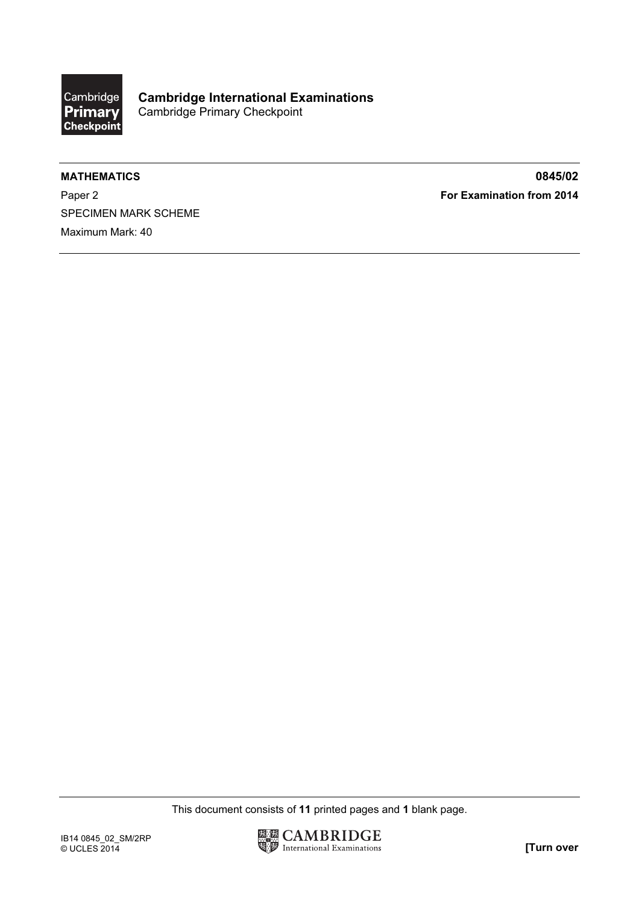**Cambridge International Examinations**
Cambridge Primary Checkpoint

**MATHEMATICS** **0845/02**

Paper 2 **For Examination from 2014**

SPECIMEN MARK SCHEME

Maximum Mark: 40

This document consists of **11** printed pages and **1** blank page.

IB14 0845_02_SM/2RP
© UCLES 2014

**[Turn over**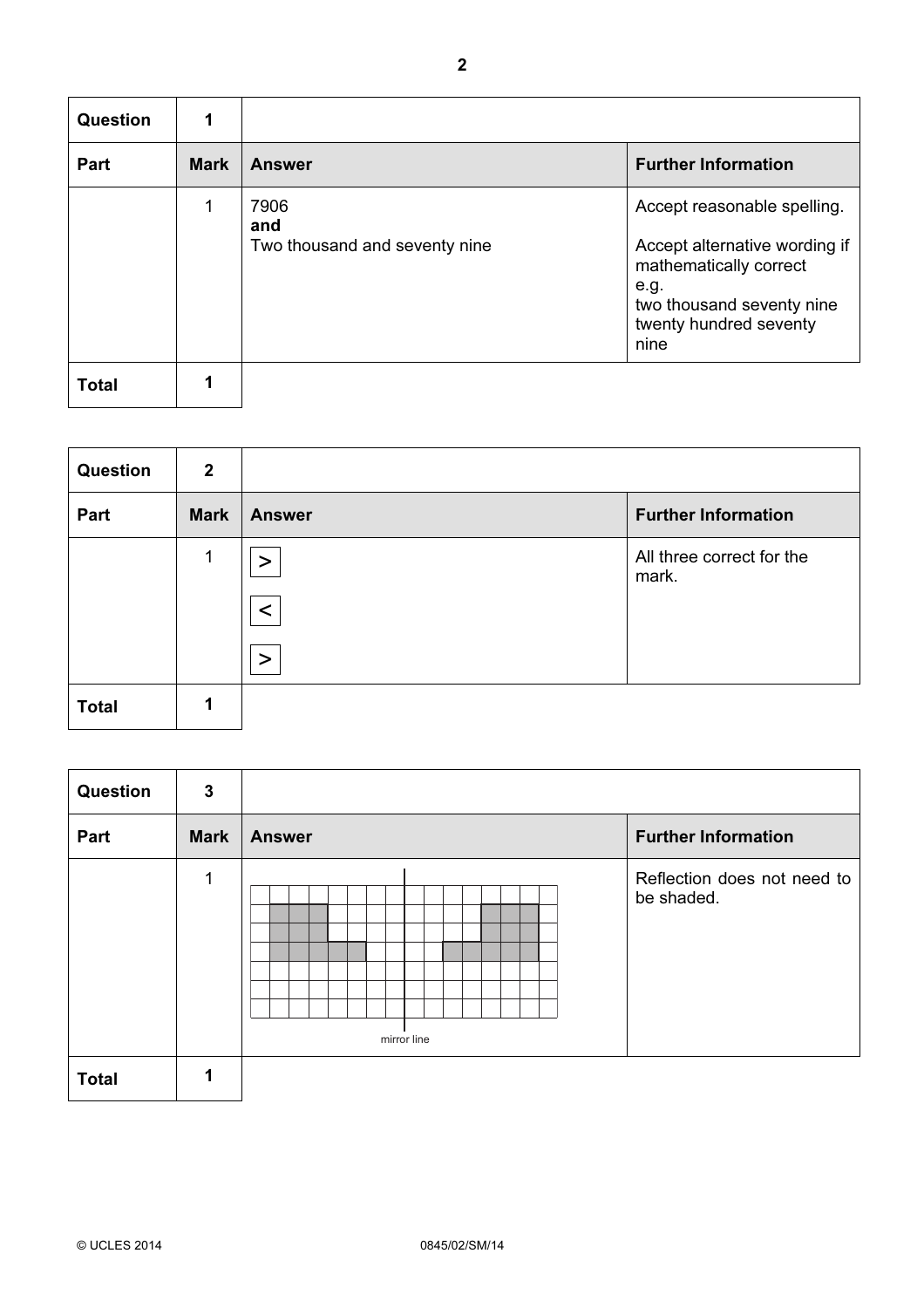| Question | 1 | | |
|---|---|---|---|
| **Part** | **Mark** | **Answer** | **Further Information** |
| | 1 | 7906 **and** Two thousand and seventy nine | Accept reasonable spelling. Accept alternative wording if mathematically correct e.g. two thousand seventy nine twenty hundred seventy nine |
| **Total** | **1** | | |

| Question | 2 | | |
|---|---|---|---|
| **Part** | **Mark** | **Answer** | **Further Information** |
| | 1 | > <br> < <br> > | All three correct for the mark. |
| **Total** | **1** | | |

| Question | 3 | | |
|---|---|---|---|
| **Part** | **Mark** | **Answer** | **Further Information** |
| | 1 | mirror line | Reflection does not need to be shaded. |
| **Total** | **1** | | |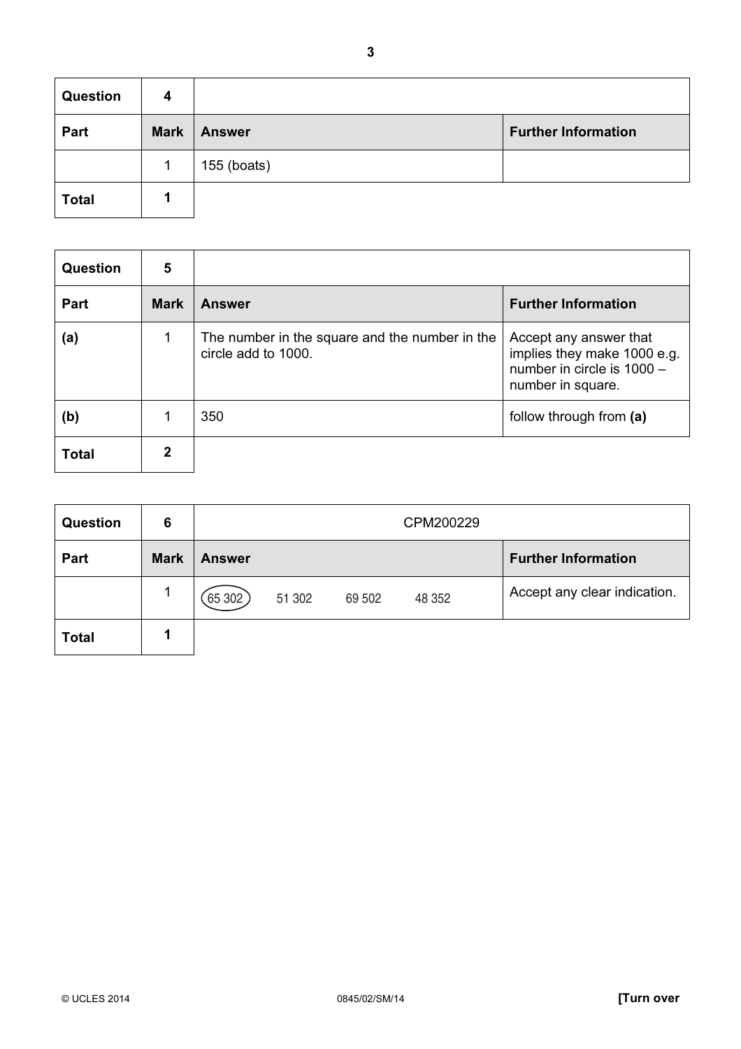| Question | 4 | | |
|---|---|---|---|
| **Part** | **Mark** | **Answer** | **Further Information** |
| | 1 | 155 (boats) | |
| **Total** | **1** | | |

| Question | 5 | | |
|---|---|---|---|
| **Part** | **Mark** | **Answer** | **Further Information** |
| **(a)** | 1 | The number in the square and the number in the circle add to 1000. | Accept any answer that implies they make 1000 e.g. number in circle is 1000 – number in square. |
| **(b)** | 1 | 350 | follow through from **(a)** |
| **Total** | **2** | | |

| Question | 6 | CPM200229 | |
|---|---|---|---|
| **Part** | **Mark** | **Answer** | **Further Information** |
| | 1 | (65 302) 51 302 69 502 48 352 | Accept any clear indication. |
| **Total** | **1** | | |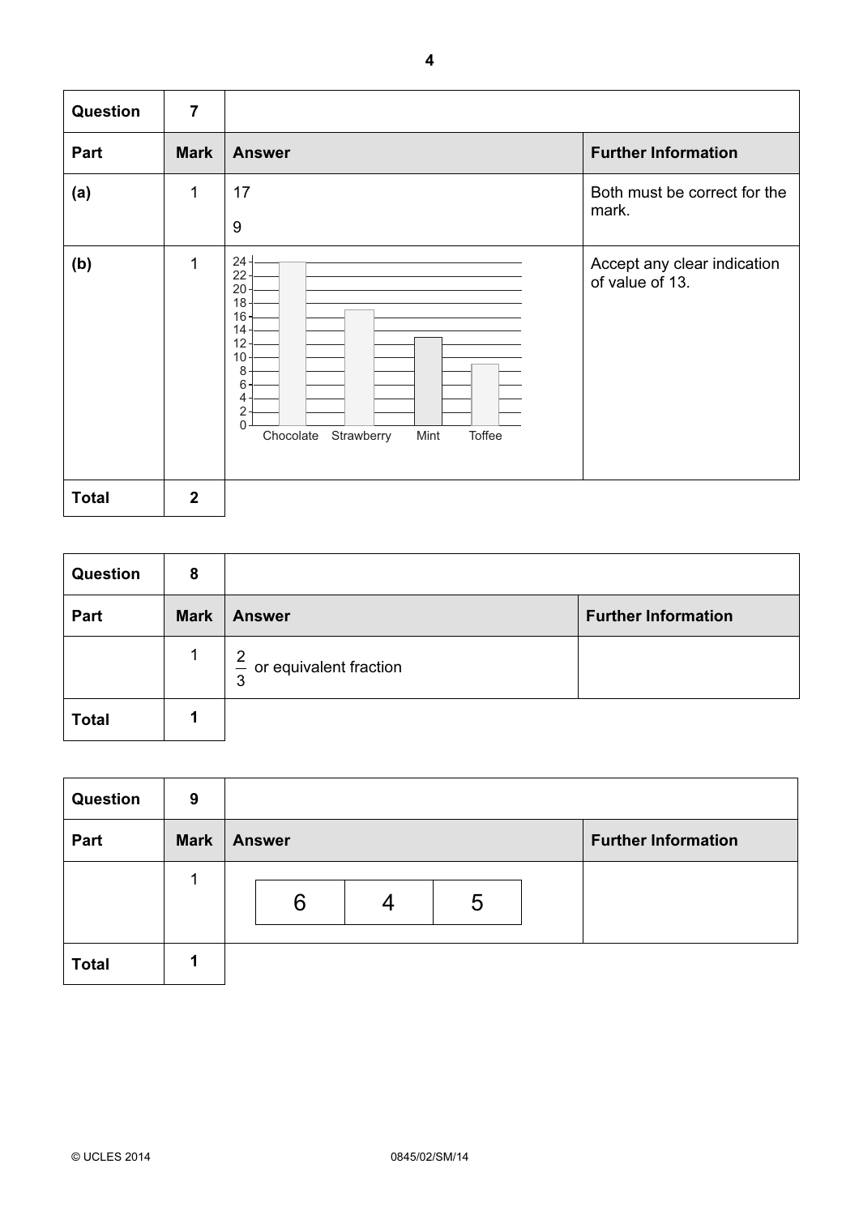| Question | 7 | | |
|---|---|---|---|
| **Part** | **Mark** | **Answer** | **Further Information** |
| **(a)** | 1 | 17<br>9 | Both must be correct for the mark. |
| **(b)** | 1 | Bar chart with y-axis 0 to 24 (steps of 2); bars: Chocolate 24, Strawberry 17, Mint 13, Toffee 9 | Accept any clear indication of value of 13. |
| **Total** | **2** | | |

| Question | 8 | | |
|---|---|---|---|
| **Part** | **Mark** | **Answer** | **Further Information** |
| | 1 | $\frac{2}{3}$ or equivalent fraction | |
| **Total** | **1** | | |

| Question | 9 | | |
|---|---|---|---|
| **Part** | **Mark** | **Answer** | **Further Information** |
| | 1 | 6 \| 4 \| 5 | |
| **Total** | **1** | | |

© UCLES 2014 0845/02/SM/14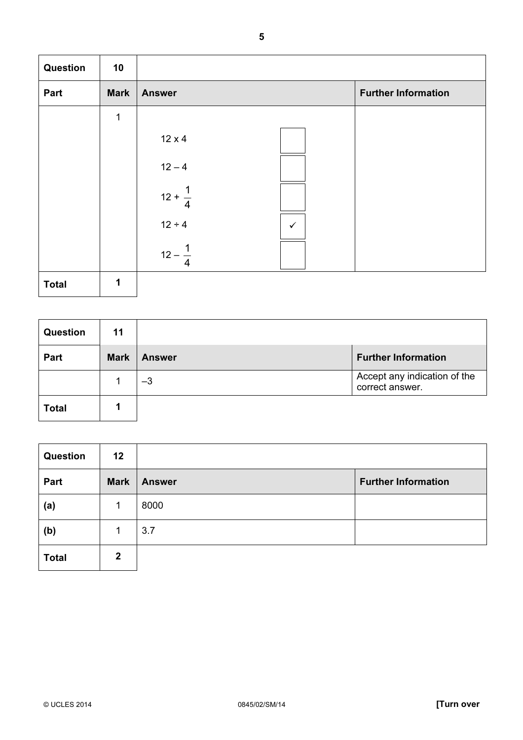| Question | 10 | | |
|---|---|---|---|
| **Part** | **Mark** | **Answer** | **Further Information** |
| | 1 | $12 \times 4$ ☐<br>$12 - 4$ ☐<br>$12 + \frac{1}{4}$ ☐<br>$12 \div 4$ ✓<br>$12 - \frac{1}{4}$ ☐ | |
| **Total** | **1** | | |

| Question | 11 | | |
|---|---|---|---|
| **Part** | **Mark** | **Answer** | **Further Information** |
| | 1 | –3 | Accept any indication of the correct answer. |
| **Total** | **1** | | |

| Question | 12 | | |
|---|---|---|---|
| **Part** | **Mark** | **Answer** | **Further Information** |
| **(a)** | 1 | 8000 | |
| **(b)** | 1 | 3.7 | |
| **Total** | **2** | | |

© UCLES 2014 0845/02/SM/14 **[Turn over**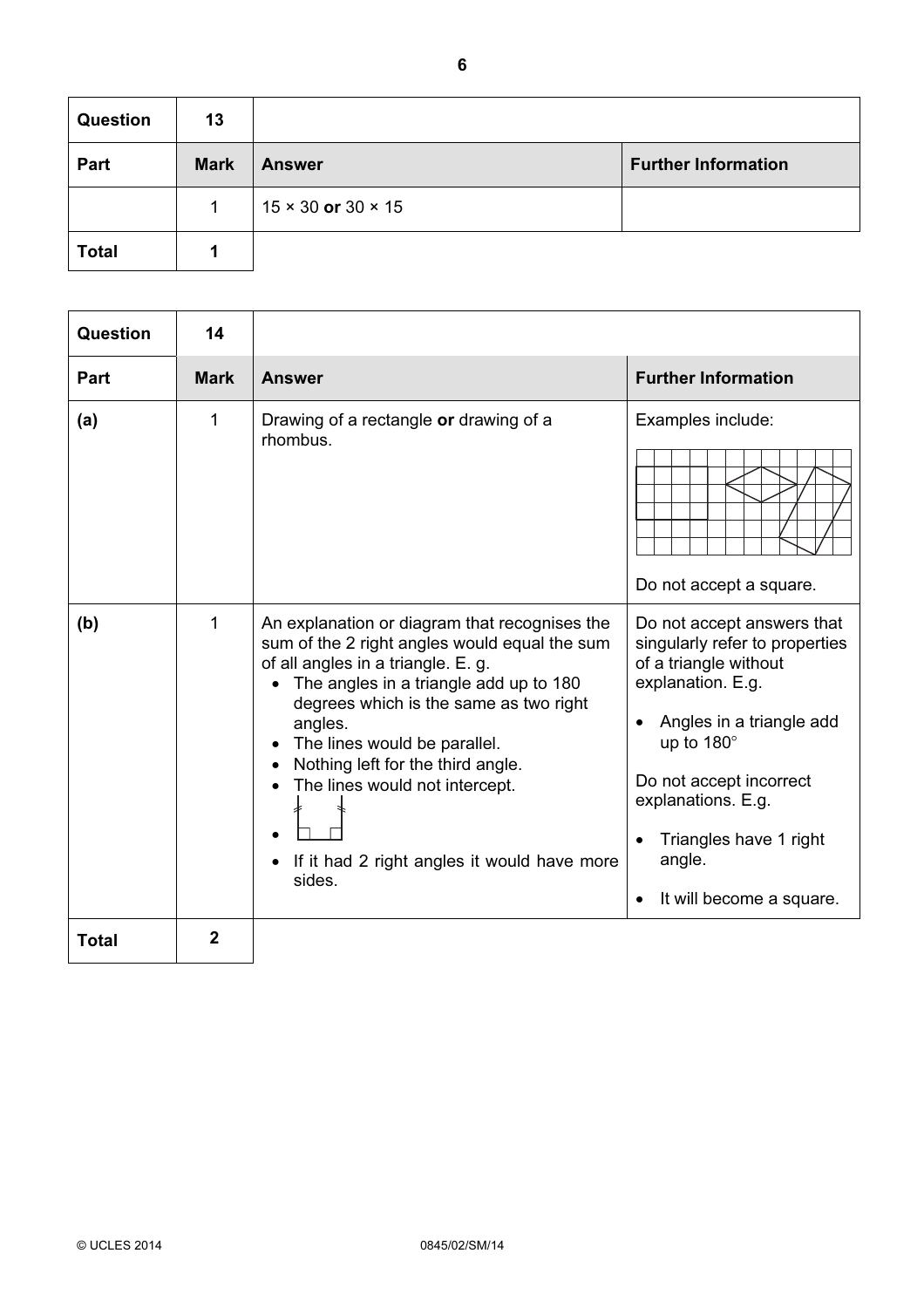| Question | 13 | | |
|---|---|---|---|
| **Part** | **Mark** | **Answer** | **Further Information** |
| | 1 | 15 × 30 **or** 30 × 15 | |
| **Total** | **1** | | |

| Question | 14 | | |
|---|---|---|---|
| **Part** | **Mark** | **Answer** | **Further Information** |
| **(a)** | 1 | Drawing of a rectangle **or** drawing of a rhombus. | Examples include:<br><br>Do not accept a square. |
| **(b)** | 1 | An explanation or diagram that recognises the sum of the 2 right angles would equal the sum of all angles in a triangle. E. g.<br>• The angles in a triangle add up to 180 degrees which is the same as two right angles.<br>• The lines would be parallel.<br>• Nothing left for the third angle.<br>• The lines would not intercept.<br>•<br>• If it had 2 right angles it would have more sides. | Do not accept answers that singularly refer to properties of a triangle without explanation. E.g.<br>• Angles in a triangle add up to 180°<br><br>Do not accept incorrect explanations. E.g.<br>• Triangles have 1 right angle.<br>• It will become a square. |
| **Total** | **2** | | |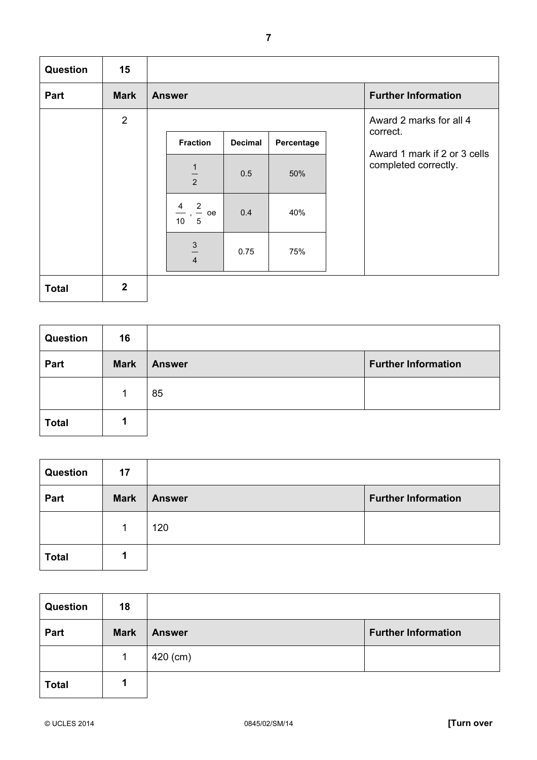| Question | 15 | | |
|---|---|---|---|
| **Part** | **Mark** | **Answer** | **Further Information** |
| | 2 | (see table below) | Award 2 marks for all 4 correct. Award 1 mark if 2 or 3 cells completed correctly. |
| **Total** | **2** | | |

| Fraction | Decimal | Percentage |
|---|---|---|
| $\frac{1}{2}$ | 0.5 | 50% |
| $\frac{4}{10}$ , $\frac{2}{5}$ oe | 0.4 | 40% |
| $\frac{3}{4}$ | 0.75 | 75% |

| Question | 16 | | |
|---|---|---|---|
| **Part** | **Mark** | **Answer** | **Further Information** |
| | 1 | 85 | |
| **Total** | **1** | | |

| Question | 17 | | |
|---|---|---|---|
| **Part** | **Mark** | **Answer** | **Further Information** |
| | 1 | 120 | |
| **Total** | **1** | | |

| Question | 18 | | |
|---|---|---|---|
| **Part** | **Mark** | **Answer** | **Further Information** |
| | 1 | 420 (cm) | |
| **Total** | **1** | | |

© UCLES 2014 0845/02/SM/14 **[Turn over**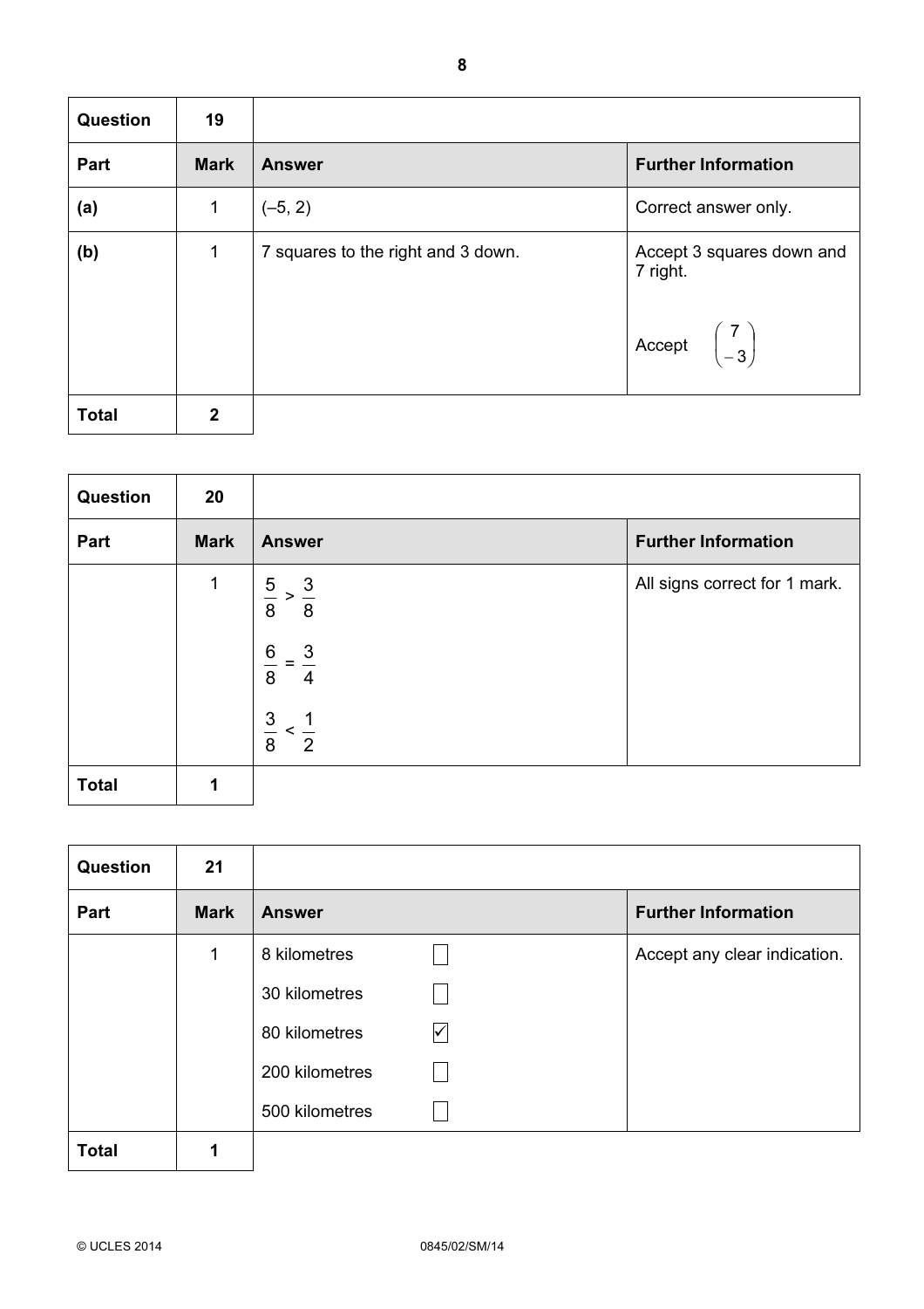| Question | 19 | | |
|---|---|---|---|
| **Part** | **Mark** | **Answer** | **Further Information** |
| **(a)** | 1 | (–5, 2) | Correct answer only. |
| **(b)** | 1 | 7 squares to the right and 3 down. | Accept 3 squares down and 7 right. Accept $\begin{pmatrix} 7 \\ -3 \end{pmatrix}$ |
| **Total** | **2** | | |

| Question | 20 | | |
|---|---|---|---|
| **Part** | **Mark** | **Answer** | **Further Information** |
| | 1 | $\frac{5}{8} > \frac{3}{8}$ <br> $\frac{6}{8} = \frac{3}{4}$ <br> $\frac{3}{8} < \frac{1}{2}$ | All signs correct for 1 mark. |
| **Total** | **1** | | |

| Question | 21 | | |
|---|---|---|---|
| **Part** | **Mark** | **Answer** | **Further Information** |
| | 1 | 8 kilometres ☐ <br> 30 kilometres ☐ <br> 80 kilometres ☑ <br> 200 kilometres ☐ <br> 500 kilometres ☐ | Accept any clear indication. |
| **Total** | **1** | | |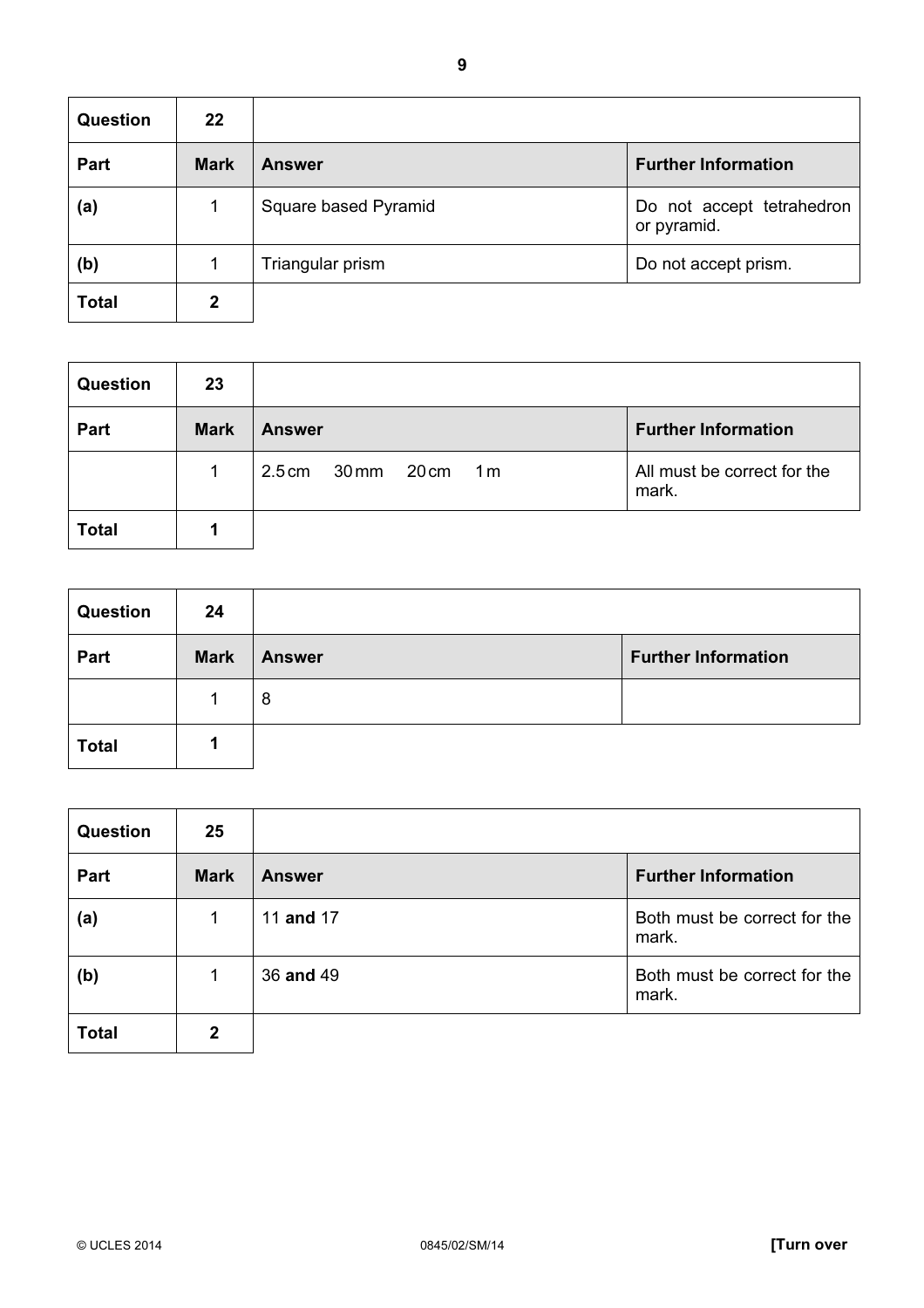| Question | 22 | | |
|---|---|---|---|
| **Part** | **Mark** | **Answer** | **Further Information** |
| **(a)** | 1 | Square based Pyramid | Do not accept tetrahedron or pyramid. |
| **(b)** | 1 | Triangular prism | Do not accept prism. |
| **Total** | **2** | | |

| Question | 23 | | |
|---|---|---|---|
| **Part** | **Mark** | **Answer** | **Further Information** |
| | 1 | 2.5 cm 30 mm 20 cm 1 m | All must be correct for the mark. |
| **Total** | **1** | | |

| Question | 24 | | |
|---|---|---|---|
| **Part** | **Mark** | **Answer** | **Further Information** |
| | 1 | 8 | |
| **Total** | **1** | | |

| Question | 25 | | |
|---|---|---|---|
| **Part** | **Mark** | **Answer** | **Further Information** |
| **(a)** | 1 | 11 **and** 17 | Both must be correct for the mark. |
| **(b)** | 1 | 36 **and** 49 | Both must be correct for the mark. |
| **Total** | **2** | | |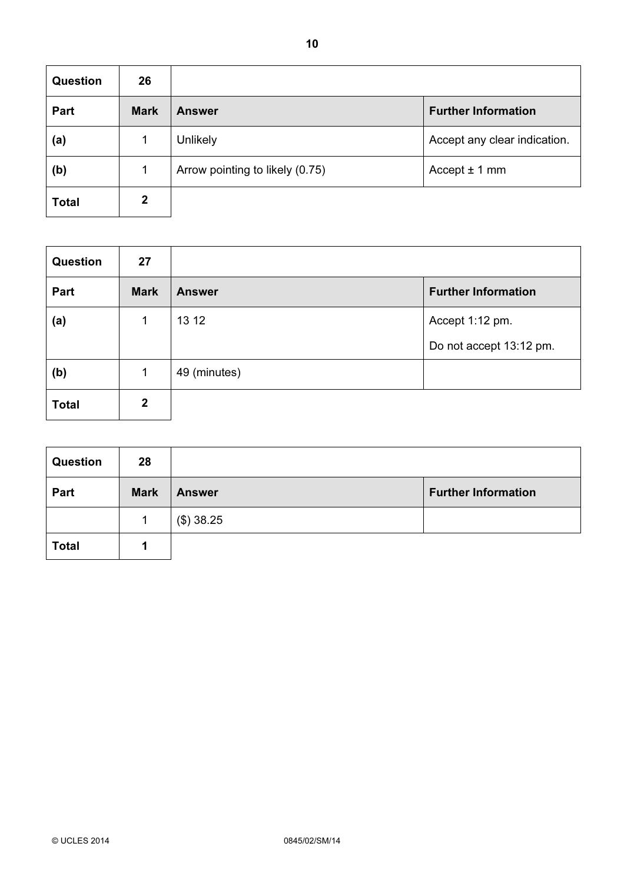| Question | 26 | | |
|---|---|---|---|
| **Part** | **Mark** | **Answer** | **Further Information** |
| **(a)** | 1 | Unlikely | Accept any clear indication. |
| **(b)** | 1 | Arrow pointing to likely (0.75) | Accept ± 1 mm |
| **Total** | **2** | | |

| Question | 27 | | |
|---|---|---|---|
| **Part** | **Mark** | **Answer** | **Further Information** |
| **(a)** | 1 | 13 12 | Accept 1:12 pm.<br>Do not accept 13:12 pm. |
| **(b)** | 1 | 49 (minutes) | |
| **Total** | **2** | | |

| Question | 28 | | |
|---|---|---|---|
| **Part** | **Mark** | **Answer** | **Further Information** |
| | 1 | ($) 38.25 | |
| **Total** | **1** | | |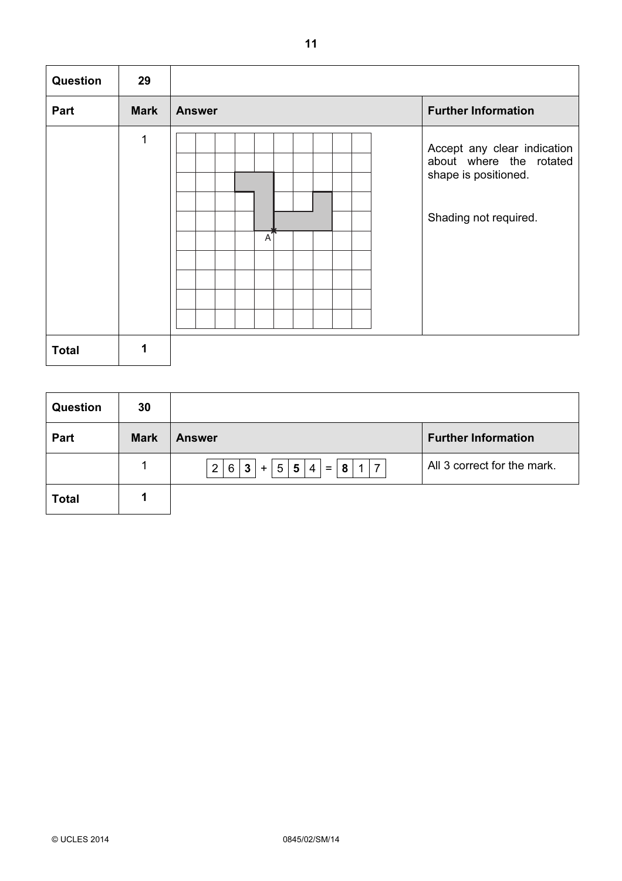| Question | 29 | | |
|---|---|---|---|
| **Part** | **Mark** | **Answer** | **Further Information** |
| | 1 | | Accept any clear indication about where the rotated shape is positioned.<br><br>Shading not required. |
| **Total** | **1** | | |

| Question | 30 | | |
|---|---|---|---|
| **Part** | **Mark** | **Answer** | **Further Information** |
| | 1 | 2 6 **3** + 5 **5** 4 = **8** 1 7 | All 3 correct for the mark. |
| **Total** | **1** | | |